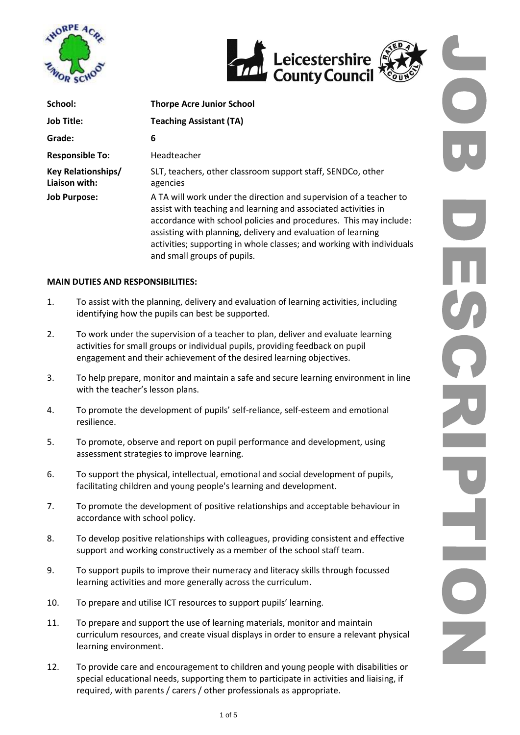# JOB DESCRIPTION

| | |
|---|---|
| **School:** | **Thorpe Acre Junior School** |
| **Job Title:** | **Teaching Assistant (TA)** |
| **Grade:** | **6** |
| **Responsible To:** | Headteacher |
| **Key Relationships/ Liaison with:** | SLT, teachers, other classroom support staff, SENDCo, other agencies |
| **Job Purpose:** | A TA will work under the direction and supervision of a teacher to assist with teaching and learning and associated activities in accordance with school policies and procedures. This may include: assisting with planning, delivery and evaluation of learning activities; supporting in whole classes; and working with individuals and small groups of pupils. |

**MAIN DUTIES AND RESPONSIBILITIES:**

1. To assist with the planning, delivery and evaluation of learning activities, including identifying how the pupils can best be supported.
2. To work under the supervision of a teacher to plan, deliver and evaluate learning activities for small groups or individual pupils, providing feedback on pupil engagement and their achievement of the desired learning objectives.
3. To help prepare, monitor and maintain a safe and secure learning environment in line with the teacher's lesson plans.
4. To promote the development of pupils' self-reliance, self-esteem and emotional resilience.
5. To promote, observe and report on pupil performance and development, using assessment strategies to improve learning.
6. To support the physical, intellectual, emotional and social development of pupils, facilitating children and young people's learning and development.
7. To promote the development of positive relationships and acceptable behaviour in accordance with school policy.
8. To develop positive relationships with colleagues, providing consistent and effective support and working constructively as a member of the school staff team.
9. To support pupils to improve their numeracy and literacy skills through focussed learning activities and more generally across the curriculum.
10. To prepare and utilise ICT resources to support pupils' learning.
11. To prepare and support the use of learning materials, monitor and maintain curriculum resources, and create visual displays in order to ensure a relevant physical learning environment.
12. To provide care and encouragement to children and young people with disabilities or special educational needs, supporting them to participate in activities and liaising, if required, with parents / carers / other professionals as appropriate.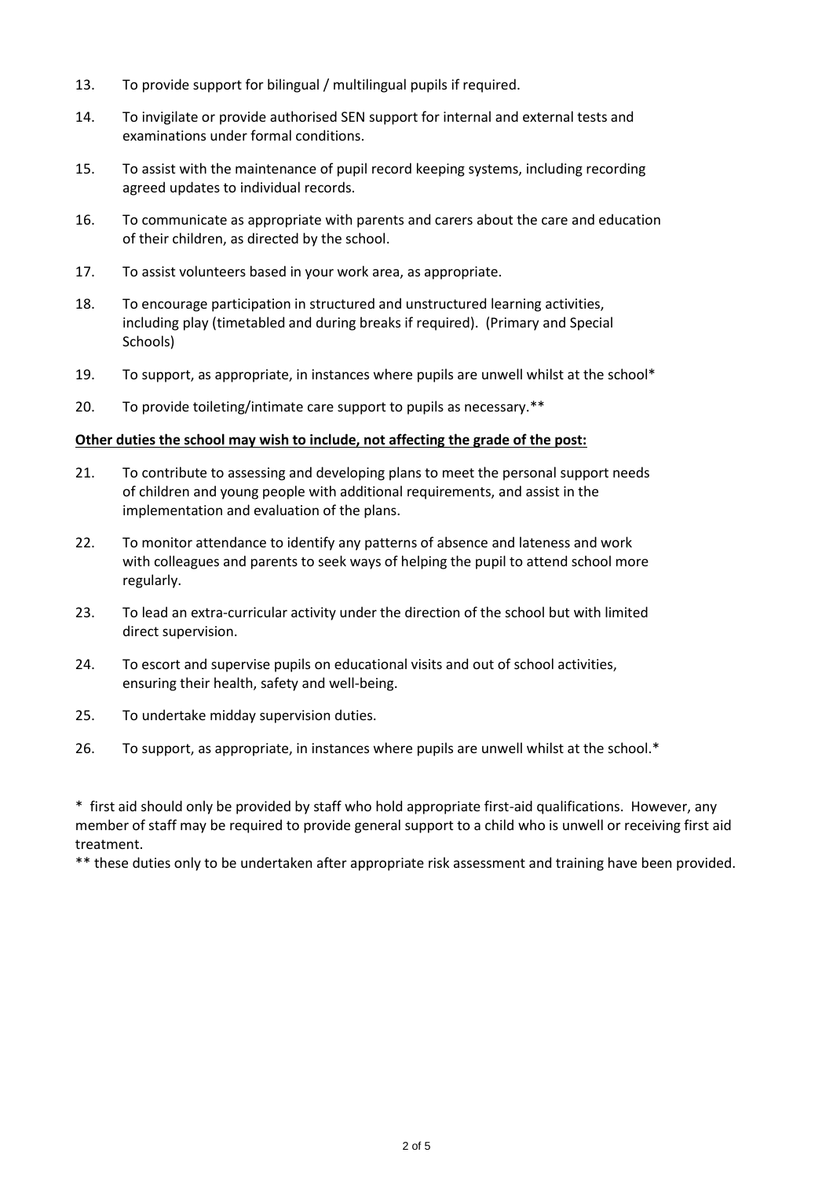13. To provide support for bilingual / multilingual pupils if required.

14. To invigilate or provide authorised SEN support for internal and external tests and examinations under formal conditions.

15. To assist with the maintenance of pupil record keeping systems, including recording agreed updates to individual records.

16. To communicate as appropriate with parents and carers about the care and education of their children, as directed by the school.

17. To assist volunteers based in your work area, as appropriate.

18. To encourage participation in structured and unstructured learning activities, including play (timetabled and during breaks if required). (Primary and Special Schools)

19. To support, as appropriate, in instances where pupils are unwell whilst at the school*

20. To provide toileting/intimate care support to pupils as necessary.**

**<u>Other duties the school may wish to include, not affecting the grade of the post:</u>**

21. To contribute to assessing and developing plans to meet the personal support needs of children and young people with additional requirements, and assist in the implementation and evaluation of the plans.

22. To monitor attendance to identify any patterns of absence and lateness and work with colleagues and parents to seek ways of helping the pupil to attend school more regularly.

23. To lead an extra-curricular activity under the direction of the school but with limited direct supervision.

24. To escort and supervise pupils on educational visits and out of school activities, ensuring their health, safety and well-being.

25. To undertake midday supervision duties.

26. To support, as appropriate, in instances where pupils are unwell whilst at the school.*

\* first aid should only be provided by staff who hold appropriate first-aid qualifications. However, any member of staff may be required to provide general support to a child who is unwell or receiving first aid treatment.

\** these duties only to be undertaken after appropriate risk assessment and training have been provided.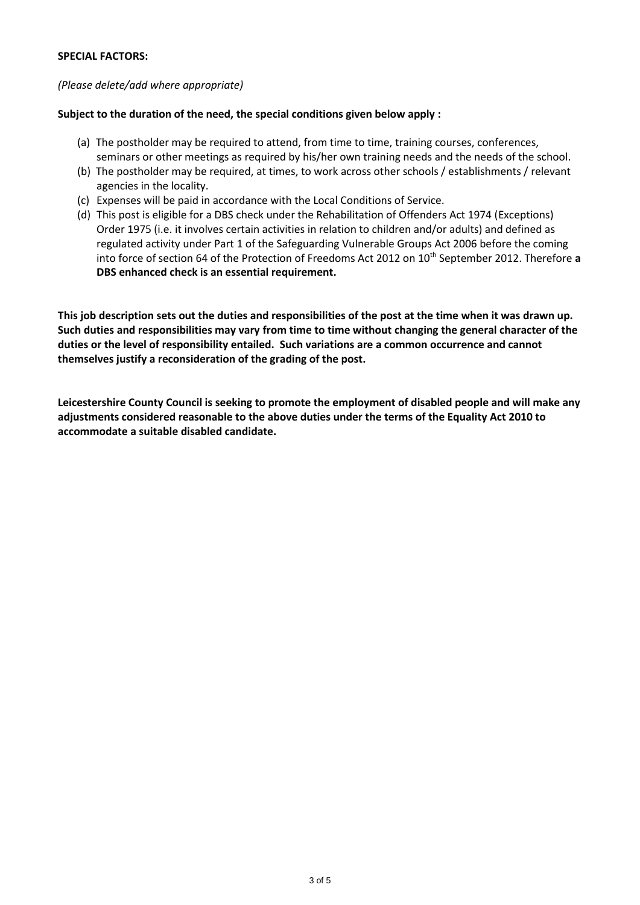**SPECIAL FACTORS:**

*(Please delete/add where appropriate)*

**Subject to the duration of the need, the special conditions given below apply :**

(a) The postholder may be required to attend, from time to time, training courses, conferences, seminars or other meetings as required by his/her own training needs and the needs of the school.
(b) The postholder may be required, at times, to work across other schools / establishments / relevant agencies in the locality.
(c) Expenses will be paid in accordance with the Local Conditions of Service.
(d) This post is eligible for a DBS check under the Rehabilitation of Offenders Act 1974 (Exceptions) Order 1975 (i.e. it involves certain activities in relation to children and/or adults) and defined as regulated activity under Part 1 of the Safeguarding Vulnerable Groups Act 2006 before the coming into force of section 64 of the Protection of Freedoms Act 2012 on 10th September 2012. Therefore **a DBS enhanced check is an essential requirement.**

**This job description sets out the duties and responsibilities of the post at the time when it was drawn up. Such duties and responsibilities may vary from time to time without changing the general character of the duties or the level of responsibility entailed. Such variations are a common occurrence and cannot themselves justify a reconsideration of the grading of the post.**

**Leicestershire County Council is seeking to promote the employment of disabled people and will make any adjustments considered reasonable to the above duties under the terms of the Equality Act 2010 to accommodate a suitable disabled candidate.**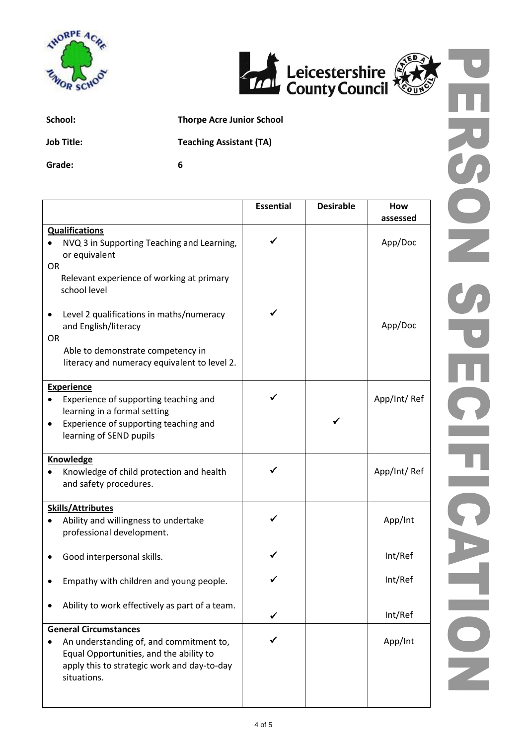# PERSON SPECIFICATION

**School:** Thorpe Acre Junior School

**Job Title:** Teaching Assistant (TA)

**Grade:** 6

| | Essential | Desirable | How assessed |
|---|---|---|---|
| **Qualifications** | | | |
| • NVQ 3 in Supporting Teaching and Learning, or equivalent<br>OR<br>Relevant experience of working at primary school level | ✓ | | App/Doc |
| • Level 2 qualifications in maths/numeracy and English/literacy<br>OR<br>Able to demonstrate competency in literacy and numeracy equivalent to level 2. | ✓ | | App/Doc |
| **Experience** | | | |
| • Experience of supporting teaching and learning in a formal setting | ✓ | | App/Int/ Ref |
| • Experience of supporting teaching and learning of SEND pupils | | ✓ | |
| **Knowledge** | | | |
| • Knowledge of child protection and health and safety procedures. | ✓ | | App/Int/ Ref |
| **Skills/Attributes** | | | |
| • Ability and willingness to undertake professional development. | ✓ | | App/Int |
| • Good interpersonal skills. | ✓ | | Int/Ref |
| • Empathy with children and young people. | ✓ | | Int/Ref |
| • Ability to work effectively as part of a team. | ✓ | | Int/Ref |
| **General Circumstances** | | | |
| • An understanding of, and commitment to, Equal Opportunities, and the ability to apply this to strategic work and day-to-day situations. | ✓ | | App/Int |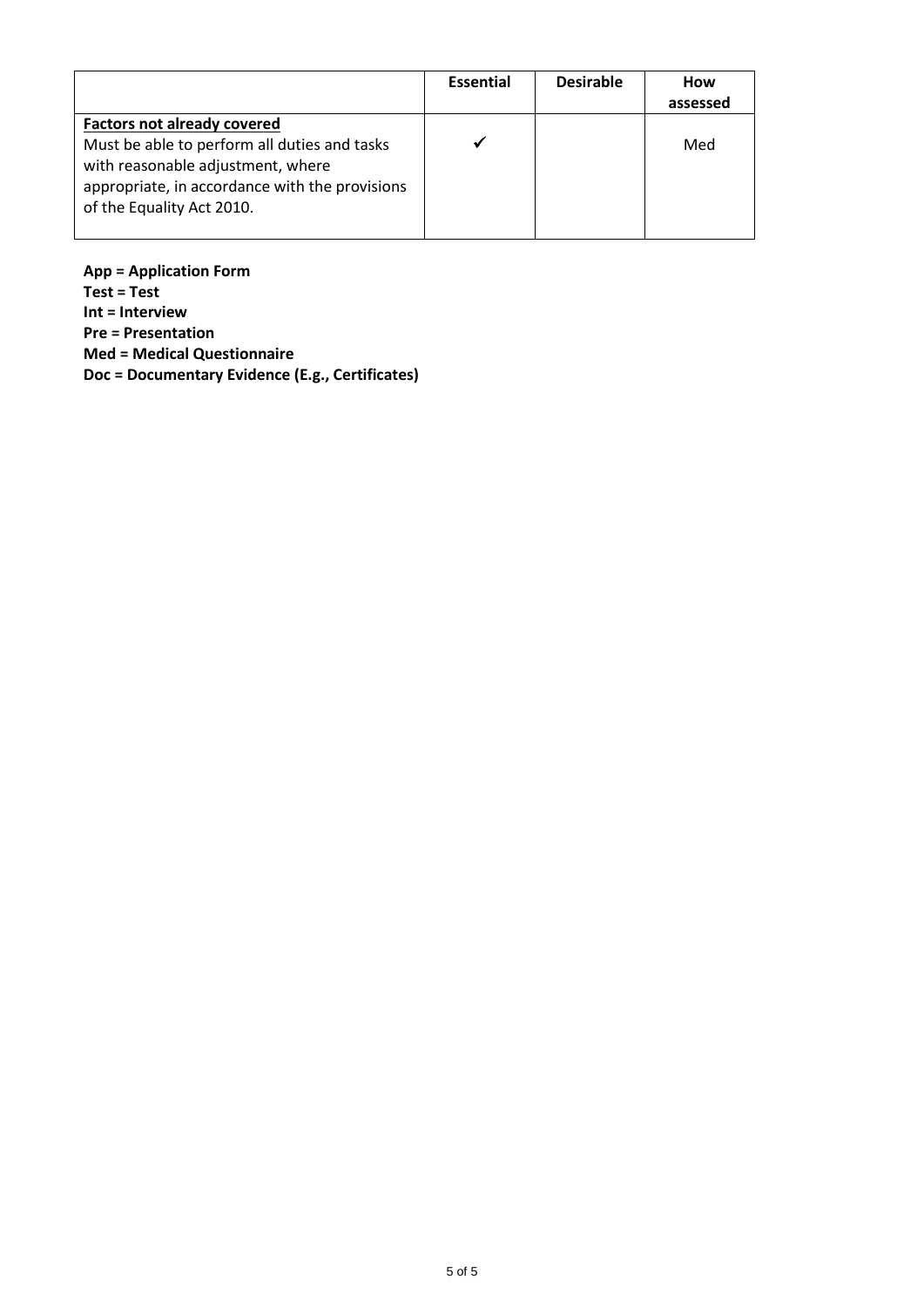| | Essential | Desirable | How assessed |
|---|---|---|---|
| **Factors not already covered**<br>Must be able to perform all duties and tasks with reasonable adjustment, where appropriate, in accordance with the provisions of the Equality Act 2010. | ✓ | | Med |

**App = Application Form**
**Test = Test**
**Int = Interview**
**Pre = Presentation**
**Med = Medical Questionnaire**
**Doc = Documentary Evidence (E.g., Certificates)**